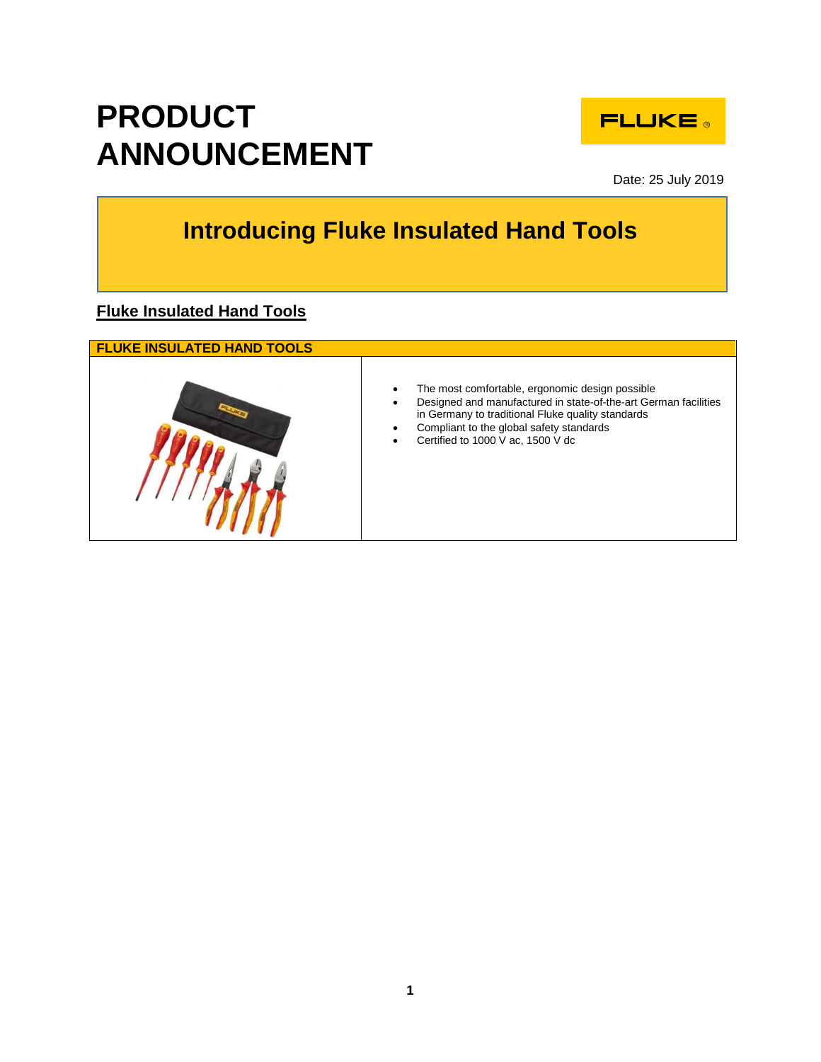# PRODUCT ANNOUNCEMENT

Date: 25 July 2019

## Introducing Fluke Insulated Hand Tools

### Fluke Insulated Hand Tools

| FLUKE INSULATED HAND TOOLS | |
|---|---|
| | <ul><li>The most comfortable, ergonomic design possible</li><li>Designed and manufactured in state-of-the-art German facilities in Germany to traditional Fluke quality standards</li><li>Compliant to the global safety standards</li><li>Certified to 1000 V ac, 1500 V dc</li></ul> |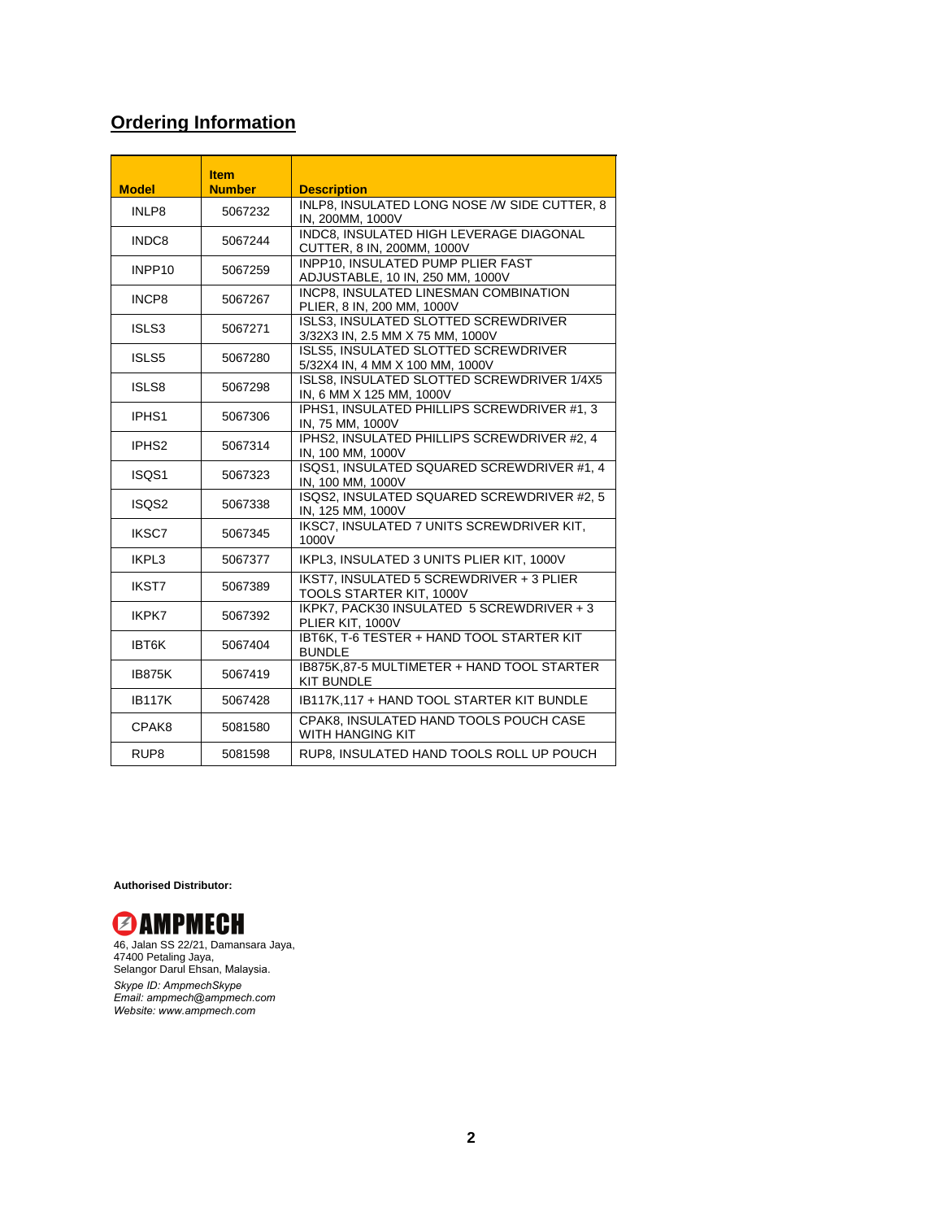## Ordering Information

| Model | Item Number | Description |
|---|---|---|
| INLP8 | 5067232 | INLP8, INSULATED LONG NOSE /W SIDE CUTTER, 8 IN, 200MM, 1000V |
| INDC8 | 5067244 | INDC8, INSULATED HIGH LEVERAGE DIAGONAL CUTTER, 8 IN, 200MM, 1000V |
| INPP10 | 5067259 | INPP10, INSULATED PUMP PLIER FAST ADJUSTABLE, 10 IN, 250 MM, 1000V |
| INCP8 | 5067267 | INCP8, INSULATED LINESMAN COMBINATION PLIER, 8 IN, 200 MM, 1000V |
| ISLS3 | 5067271 | ISLS3, INSULATED SLOTTED SCREWDRIVER 3/32X3 IN, 2.5 MM X 75 MM, 1000V |
| ISLS5 | 5067280 | ISLS5, INSULATED SLOTTED SCREWDRIVER 5/32X4 IN, 4 MM X 100 MM, 1000V |
| ISLS8 | 5067298 | ISLS8, INSULATED SLOTTED SCREWDRIVER 1/4X5 IN, 6 MM X 125 MM, 1000V |
| IPHS1 | 5067306 | IPHS1, INSULATED PHILLIPS SCREWDRIVER #1, 3 IN, 75 MM, 1000V |
| IPHS2 | 5067314 | IPHS2, INSULATED PHILLIPS SCREWDRIVER #2, 4 IN, 100 MM, 1000V |
| ISQS1 | 5067323 | ISQS1, INSULATED SQUARED SCREWDRIVER #1, 4 IN, 100 MM, 1000V |
| ISQS2 | 5067338 | ISQS2, INSULATED SQUARED SCREWDRIVER #2, 5 IN, 125 MM, 1000V |
| IKSC7 | 5067345 | IKSC7, INSULATED 7 UNITS SCREWDRIVER KIT, 1000V |
| IKPL3 | 5067377 | IKPL3, INSULATED 3 UNITS PLIER KIT, 1000V |
| IKST7 | 5067389 | IKST7, INSULATED 5 SCREWDRIVER + 3 PLIER TOOLS STARTER KIT, 1000V |
| IKPK7 | 5067392 | IKPK7, PACK30 INSULATED 5 SCREWDRIVER + 3 PLIER KIT, 1000V |
| IBT6K | 5067404 | IBT6K, T-6 TESTER + HAND TOOL STARTER KIT BUNDLE |
| IB875K | 5067419 | IB875K,87-5 MULTIMETER + HAND TOOL STARTER KIT BUNDLE |
| IB117K | 5067428 | IB117K,117 + HAND TOOL STARTER KIT BUNDLE |
| CPAK8 | 5081580 | CPAK8, INSULATED HAND TOOLS POUCH CASE WITH HANGING KIT |
| RUP8 | 5081598 | RUP8, INSULATED HAND TOOLS ROLL UP POUCH |

**Authorised Distributor:**

**AMPMECH**

46, Jalan SS 22/21, Damansara Jaya,
47400 Petaling Jaya,
Selangor Darul Ehsan, Malaysia.

*Skype ID: AmpmechSkype*
*Email: ampmech@ampmech.com*
*Website: www.ampmech.com*